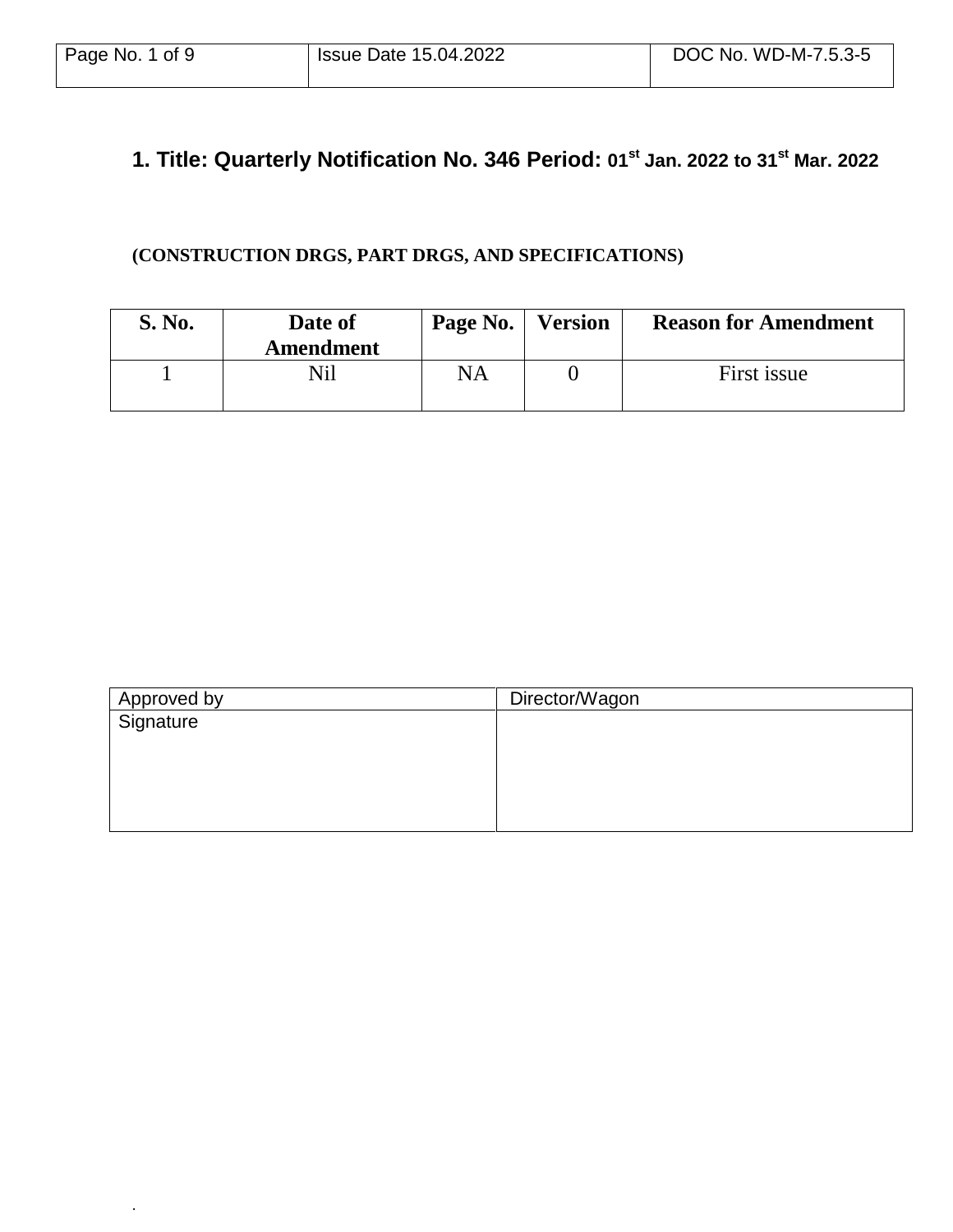| Page No. 1 of 9 | Issue Date 15.04.2022 | DOC No. WD-M-7.5.3-5 |
|---|---|---|

# 1. Title: Quarterly Notification No. 346 Period: 01st Jan. 2022 to 31st Mar. 2022

**(CONSTRUCTION DRGS, PART DRGS, AND SPECIFICATIONS)**

| S. No. | Date of Amendment | Page No. | Version | Reason for Amendment |
|---|---|---|---|---|
| 1 | Nil | NA | 0 | First issue |

| Approved by | Director/Wagon |
|---|---|
| Signature | |

.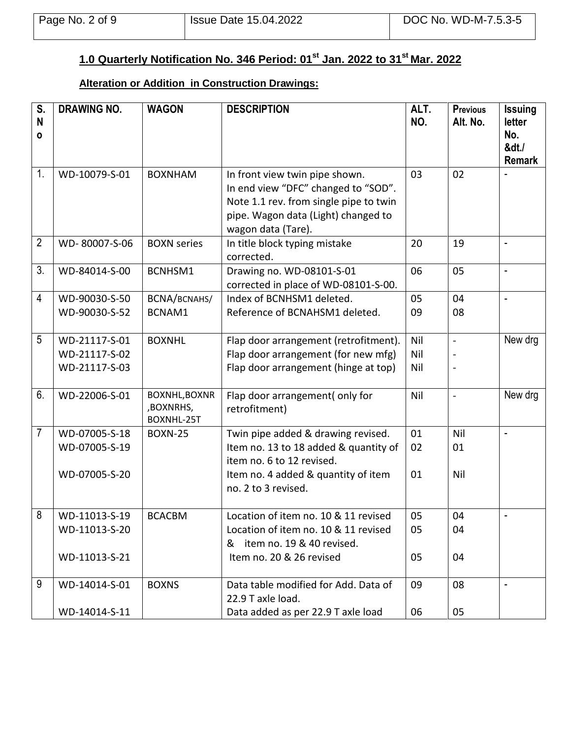## 1.0 Quarterly Notification No. 346 Period: 01st Jan. 2022 to 31st Mar. 2022

### Alteration or Addition in Construction Drawings:

| S. No | DRAWING NO. | WAGON | DESCRIPTION | ALT. NO. | Previous Alt. No. | Issuing letter No. &dt./ Remark |
|---|---|---|---|---|---|---|
| 1. | WD-10079-S-01 | BOXNHAM | In front view twin pipe shown. In end view "DFC" changed to "SOD". Note 1.1 rev. from single pipe to twin pipe. Wagon data (Light) changed to wagon data (Tare). | 03 | 02 | - |
| 2 | WD- 80007-S-06 | BOXN series | In title block typing mistake corrected. | 20 | 19 | - |
| 3. | WD-84014-S-00 | BCNHSM1 | Drawing no. WD-08101-S-01 corrected in place of WD-08101-S-00. | 06 | 05 | - |
| 4 | WD-90030-S-50<br>WD-90030-S-52 | BCNA/BCNAHS/ BCNAM1 | Index of BCNHSM1 deleted.<br>Reference of BCNAHSM1 deleted. | 05<br>09 | 04<br>08 | - |
| 5 | WD-21117-S-01<br>WD-21117-S-02<br>WD-21117-S-03 | BOXNHL | Flap door arrangement (retrofitment).<br>Flap door arrangement (for new mfg)<br>Flap door arrangement (hinge at top) | Nil<br>Nil<br>Nil | -<br>-<br>- | New drg |
| 6. | WD-22006-S-01 | BOXNHL,BOXNR ,BOXNRHS, BOXNHL-25T | Flap door arrangement( only for retrofitment) | Nil | - | New drg |
| 7 | WD-07005-S-18<br>WD-07005-S-19<br>WD-07005-S-20 | BOXN-25 | Twin pipe added & drawing revised.<br>Item no. 13 to 18 added & quantity of item no. 6 to 12 revised.<br>Item no. 4 added & quantity of item no. 2 to 3 revised. | 01<br>02<br>01 | Nil<br>01<br>Nil | - |
| 8 | WD-11013-S-19<br>WD-11013-S-20<br>WD-11013-S-21 | BCACBM | Location of item no. 10 & 11 revised<br>Location of item no. 10 & 11 revised & item no. 19 & 40 revised.<br>Item no. 20 & 26 revised | 05<br>05<br>05 | 04<br>04<br>04 | - |
| 9 | WD-14014-S-01<br>WD-14014-S-11 | BOXNS | Data table modified for Add. Data of 22.9 T axle load.<br>Data added as per 22.9 T axle load | 09<br>06 | 08<br>05 | - |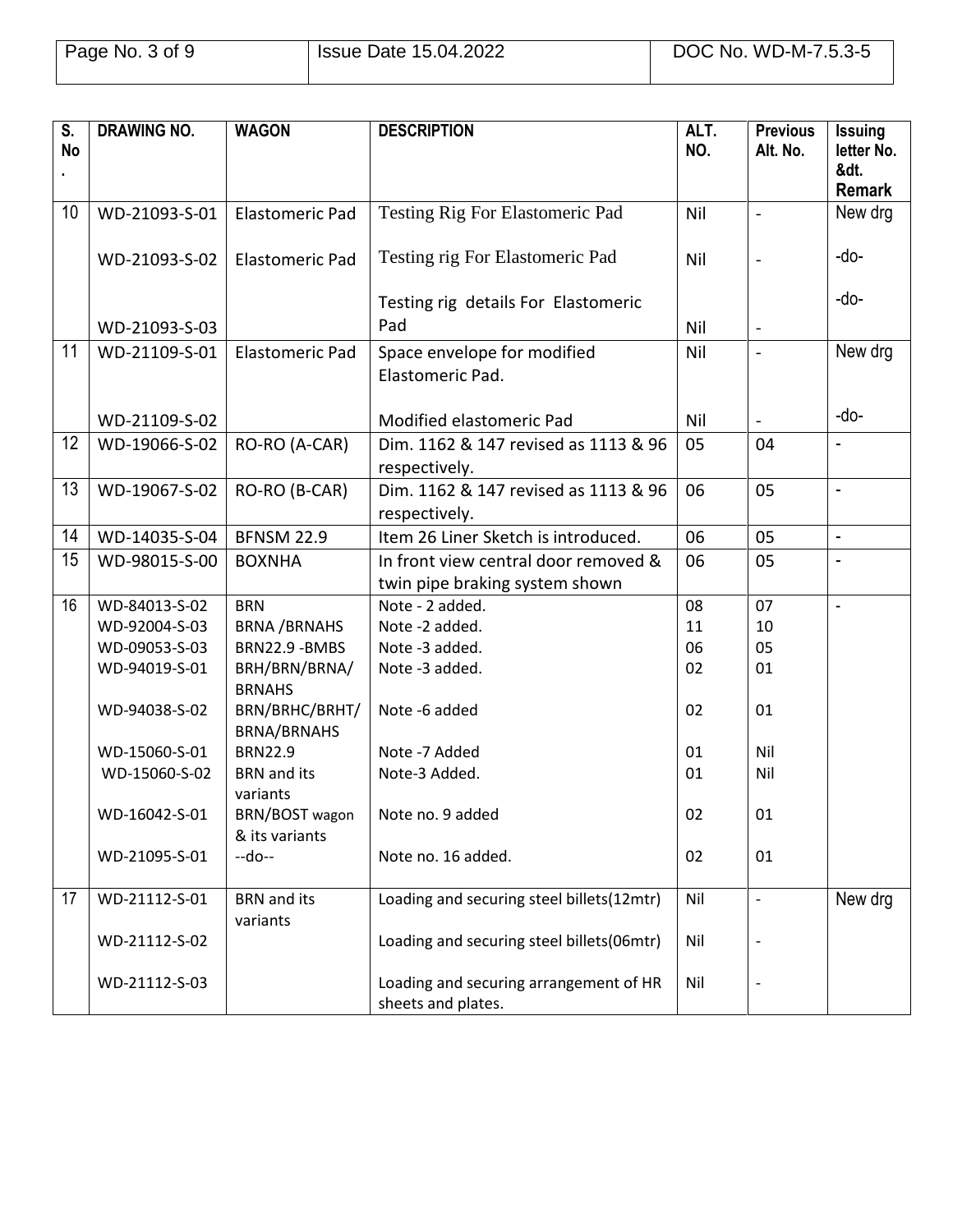| S. No. | DRAWING NO. | WAGON | DESCRIPTION | ALT. NO. | Previous Alt. No. | Issuing letter No. &dt. Remark |
|---|---|---|---|---|---|---|
| 10 | WD-21093-S-01 | Elastomeric Pad | Testing Rig For Elastomeric Pad | Nil | - | New drg |
| | WD-21093-S-02 | Elastomeric Pad | Testing rig For Elastomeric Pad | Nil | - | -do- |
| | WD-21093-S-03 | | Testing rig details For Elastomeric Pad | Nil | - | -do- |
| 11 | WD-21109-S-01 | Elastomeric Pad | Space envelope for modified Elastomeric Pad. | Nil | - | New drg |
| | WD-21109-S-02 | | Modified elastomeric Pad | Nil | - | -do- |
| 12 | WD-19066-S-02 | RO-RO (A-CAR) | Dim. 1162 & 147 revised as 1113 & 96 respectively. | 05 | 04 | - |
| 13 | WD-19067-S-02 | RO-RO (B-CAR) | Dim. 1162 & 147 revised as 1113 & 96 respectively. | 06 | 05 | - |
| 14 | WD-14035-S-04 | BFNSM 22.9 | Item 26 Liner Sketch is introduced. | 06 | 05 | - |
| 15 | WD-98015-S-00 | BOXNHA | In front view central door removed & twin pipe braking system shown | 06 | 05 | - |
| 16 | WD-84013-S-02 | BRN | Note - 2 added. | 08 | 07 | - |
| | WD-92004-S-03 | BRNA /BRNAHS | Note -2 added. | 11 | 10 | |
| | WD-09053-S-03 | BRN22.9 -BMBS | Note -3 added. | 06 | 05 | |
| | WD-94019-S-01 | BRH/BRN/BRNA/ BRNAHS | Note -3 added. | 02 | 01 | |
| | WD-94038-S-02 | BRN/BRHC/BRHT/ BRNA/BRNAHS | Note -6 added | 02 | 01 | |
| | WD-15060-S-01 | BRN22.9 | Note -7 Added | 01 | Nil | |
| | WD-15060-S-02 | BRN and its variants | Note-3 Added. | 01 | Nil | |
| | WD-16042-S-01 | BRN/BOST wagon & its variants | Note no. 9 added | 02 | 01 | |
| | WD-21095-S-01 | --do-- | Note no. 16 added. | 02 | 01 | |
| 17 | WD-21112-S-01 | BRN and its variants | Loading and securing steel billets(12mtr) | Nil | - | New drg |
| | WD-21112-S-02 | | Loading and securing steel billets(06mtr) | Nil | - | |
| | WD-21112-S-03 | | Loading and securing arrangement of HR sheets and plates. | Nil | - | |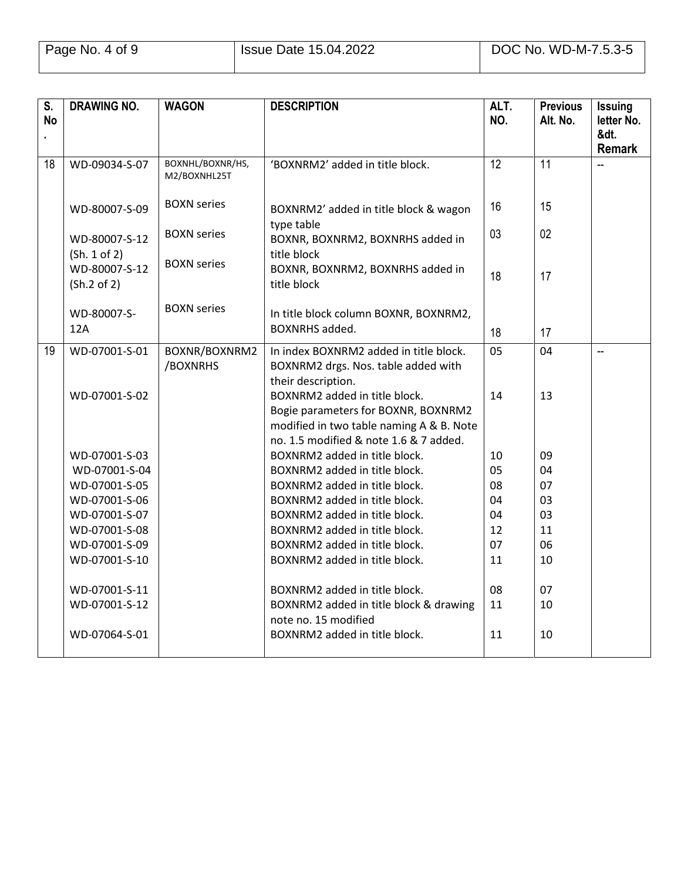| S. No. | DRAWING NO. | WAGON | DESCRIPTION | ALT. NO. | Previous Alt. No. | Issuing letter No. &dt. Remark |
|---|---|---|---|---|---|---|
| 18 | WD-09034-S-07 | BOXNHL/BOXNR/HS, M2/BOXNHL25T | 'BOXNRM2' added in title block. | 12 | 11 | -- |
| | WD-80007-S-09 | BOXN series | BOXNRM2' added in title block & wagon type table | 16 | 15 | |
| | WD-80007-S-12 (Sh. 1 of 2) | BOXN series | BOXNR, BOXNRM2, BOXNRHS added in title block | 03 | 02 | |
| | WD-80007-S-12 (Sh.2 of 2) | BOXN series | BOXNR, BOXNRM2, BOXNRHS added in title block | 18 | 17 | |
| | WD-80007-S-12A | BOXN series | In title block column BOXNR, BOXNRM2, BOXNRHS added. | 18 | 17 | |
| 19 | WD-07001-S-01 | BOXNR/BOXNRM2 /BOXNRHS | In index BOXNRM2 added in title block. BOXNRM2 drgs. Nos. table added with their description. | 05 | 04 | -- |
| | WD-07001-S-02 | | BOXNRM2 added in title block. Bogie parameters for BOXNR, BOXNRM2 modified in two table naming A & B. Note no. 1.5 modified & note 1.6 & 7 added. | 14 | 13 | |
| | WD-07001-S-03 | | BOXNRM2 added in title block. | 10 | 09 | |
| | WD-07001-S-04 | | BOXNRM2 added in title block. | 05 | 04 | |
| | WD-07001-S-05 | | BOXNRM2 added in title block. | 08 | 07 | |
| | WD-07001-S-06 | | BOXNRM2 added in title block. | 04 | 03 | |
| | WD-07001-S-07 | | BOXNRM2 added in title block. | 04 | 03 | |
| | WD-07001-S-08 | | BOXNRM2 added in title block. | 12 | 11 | |
| | WD-07001-S-09 | | BOXNRM2 added in title block. | 07 | 06 | |
| | WD-07001-S-10 | | BOXNRM2 added in title block. | 11 | 10 | |
| | WD-07001-S-11 | | BOXNRM2 added in title block. | 08 | 07 | |
| | WD-07001-S-12 | | BOXNRM2 added in title block & drawing note no. 15 modified | 11 | 10 | |
| | WD-07064-S-01 | | BOXNRM2 added in title block. | 11 | 10 | |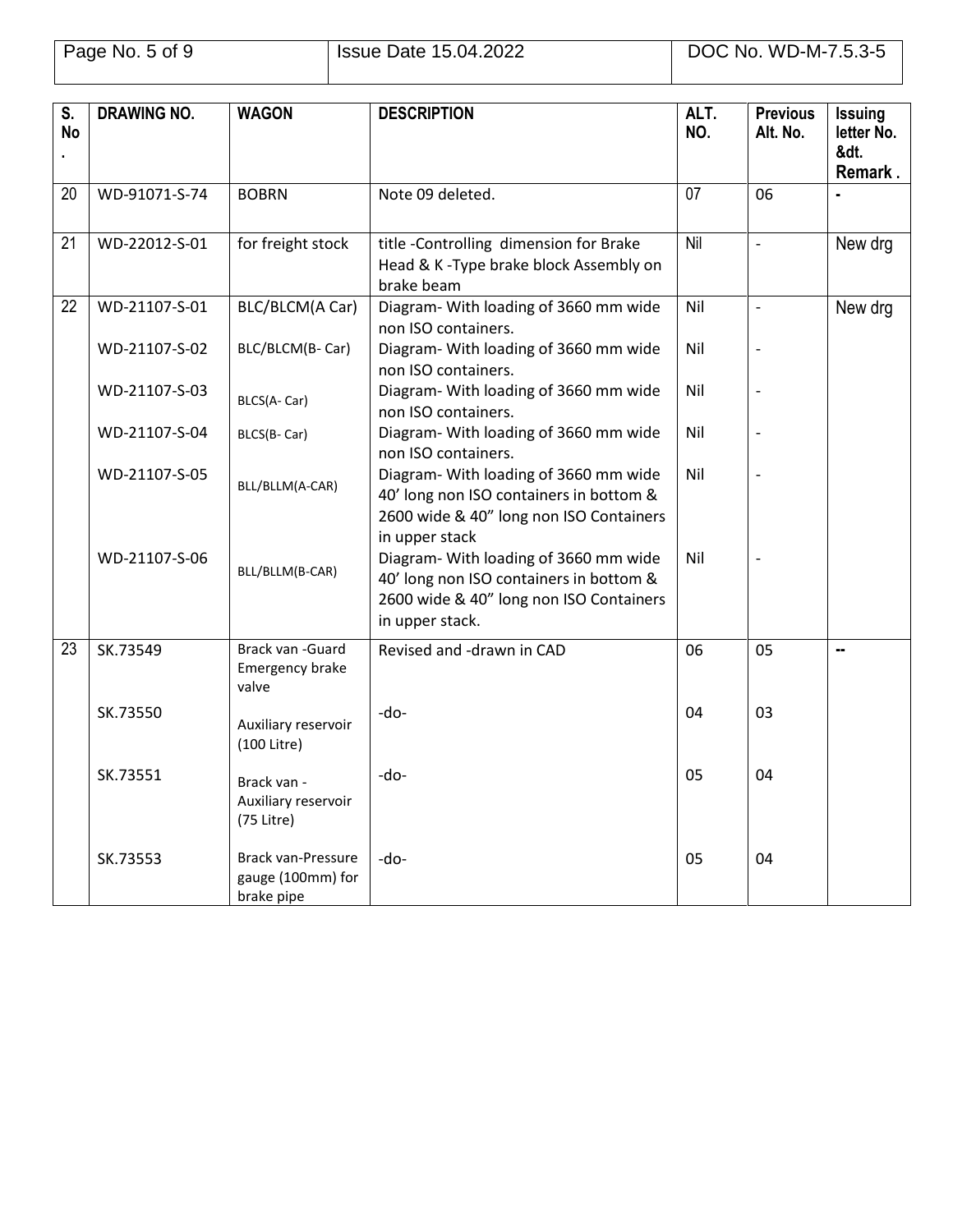| S. No. | DRAWING NO. | WAGON | DESCRIPTION | ALT. NO. | Previous Alt. No. | Issuing letter No. &dt. Remark . |
|---|---|---|---|---|---|---|
| 20 | WD-91071-S-74 | BOBRN | Note 09 deleted. | 07 | 06 | - |
| 21 | WD-22012-S-01 | for freight stock | title -Controlling dimension for Brake Head & K -Type brake block Assembly on brake beam | Nil | - | New drg |
| 22 | WD-21107-S-01 | BLC/BLCM(A Car) | Diagram- With loading of 3660 mm wide non ISO containers. | Nil | - | New drg |
| | WD-21107-S-02 | BLC/BLCM(B- Car) | Diagram- With loading of 3660 mm wide non ISO containers. | Nil | - | |
| | WD-21107-S-03 | BLCS(A- Car) | Diagram- With loading of 3660 mm wide non ISO containers. | Nil | - | |
| | WD-21107-S-04 | BLCS(B- Car) | Diagram- With loading of 3660 mm wide non ISO containers. | Nil | - | |
| | WD-21107-S-05 | BLL/BLLM(A-CAR) | Diagram- With loading of 3660 mm wide 40' long non ISO containers in bottom & 2600 wide & 40" long non ISO Containers in upper stack | Nil | - | |
| | WD-21107-S-06 | BLL/BLLM(B-CAR) | Diagram- With loading of 3660 mm wide 40' long non ISO containers in bottom & 2600 wide & 40" long non ISO Containers in upper stack. | Nil | - | |
| 23 | SK.73549 | Brack van -Guard Emergency brake valve | Revised and -drawn in CAD | 06 | 05 | -- |
| | SK.73550 | Auxiliary reservoir (100 Litre) | -do- | 04 | 03 | |
| | SK.73551 | Brack van - Auxiliary reservoir (75 Litre) | -do- | 05 | 04 | |
| | SK.73553 | Brack van-Pressure gauge (100mm) for brake pipe | -do- | 05 | 04 | |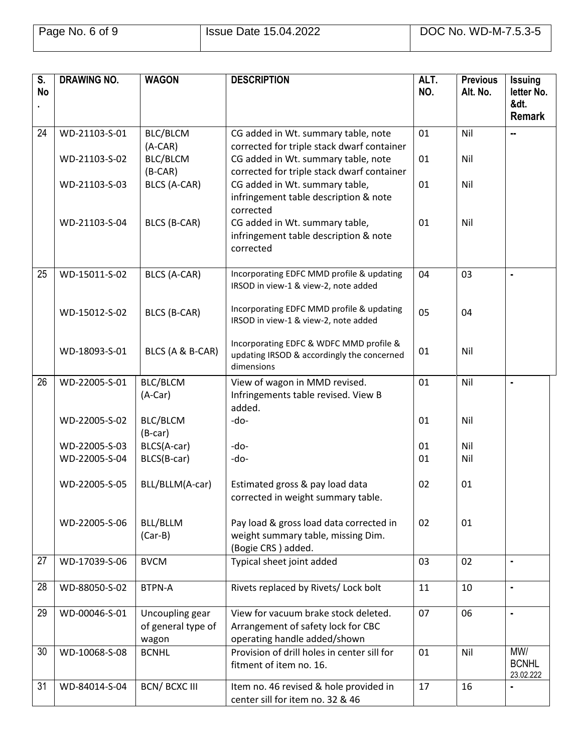| S. No. | DRAWING NO. | WAGON | DESCRIPTION | ALT. NO. | Previous Alt. No. | Issuing letter No. &dt. Remark |
|---|---|---|---|---|---|---|
| 24 | WD-21103-S-01 | BLC/BLCM (A-CAR) | CG added in Wt. summary table, note corrected for triple stack dwarf container | 01 | Nil | -- |
| | WD-21103-S-02 | BLC/BLCM (B-CAR) | CG added in Wt. summary table, note corrected for triple stack dwarf container | 01 | Nil | |
| | WD-21103-S-03 | BLCS (A-CAR) | CG added in Wt. summary table, infringement table description & note corrected | 01 | Nil | |
| | WD-21103-S-04 | BLCS (B-CAR) | CG added in Wt. summary table, infringement table description & note corrected | 01 | Nil | |
| 25 | WD-15011-S-02 | BLCS (A-CAR) | Incorporating EDFC MMD profile & updating IRSOD in view-1 & view-2, note added | 04 | 03 | - |
| | WD-15012-S-02 | BLCS (B-CAR) | Incorporating EDFC MMD profile & updating IRSOD in view-1 & view-2, note added | 05 | 04 | |
| | WD-18093-S-01 | BLCS (A & B-CAR) | Incorporating EDFC & WDFC MMD profile & updating IRSOD & accordingly the concerned dimensions | 01 | Nil | |
| 26 | WD-22005-S-01 | BLC/BLCM (A-Car) | View of wagon in MMD revised. Infringements table revised. View B added. | 01 | Nil | - |
| | WD-22005-S-02 | BLC/BLCM (B-car) | -do- | 01 | Nil | |
| | WD-22005-S-03 | BLCS(A-car) | -do- | 01 | Nil | |
| | WD-22005-S-04 | BLCS(B-car) | -do- | 01 | Nil | |
| | WD-22005-S-05 | BLL/BLLM(A-car) | Estimated gross & pay load data corrected in weight summary table. | 02 | 01 | |
| | WD-22005-S-06 | BLL/BLLM (Car-B) | Pay load & gross load data corrected in weight summary table, missing Dim. (Bogie CRS ) added. | 02 | 01 | |
| 27 | WD-17039-S-06 | BVCM | Typical sheet joint added | 03 | 02 | - |
| 28 | WD-88050-S-02 | BTPN-A | Rivets replaced by Rivets/ Lock bolt | 11 | 10 | - |
| 29 | WD-00046-S-01 | Uncoupling gear of general type of wagon | View for vacuum brake stock deleted. Arrangement of safety lock for CBC operating handle added/shown | 07 | 06 | - |
| 30 | WD-10068-S-08 | BCNHL | Provision of drill holes in center sill for fitment of item no. 16. | 01 | Nil | MW/ BCNHL 23.02.222 |
| 31 | WD-84014-S-04 | BCN/ BCXC III | Item no. 46 revised & hole provided in center sill for item no. 32 & 46 | 17 | 16 | - |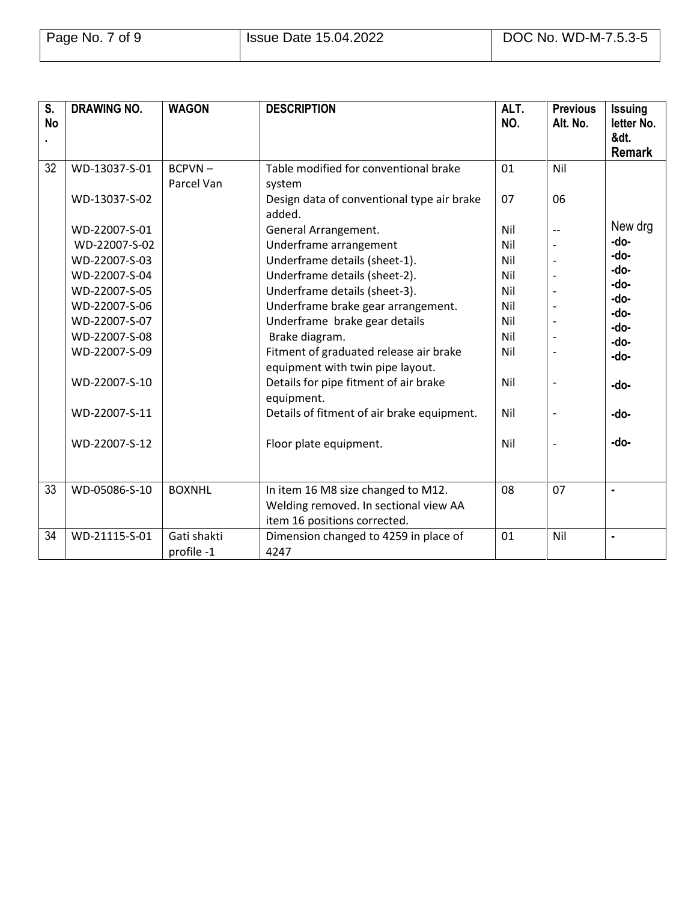| S. No. | DRAWING NO. | WAGON | DESCRIPTION | ALT. NO. | Previous Alt. No. | Issuing letter No. &dt. Remark |
|---|---|---|---|---|---|---|
| 32 | WD-13037-S-01 | BCPVN – Parcel Van | Table modified for conventional brake system | 01 | Nil | |
| | WD-13037-S-02 | | Design data of conventional type air brake added. | 07 | 06 | |
| | WD-22007-S-01 | | General Arrangement. | Nil | -- | New drg |
| | WD-22007-S-02 | | Underframe arrangement | Nil | - | -do- |
| | WD-22007-S-03 | | Underframe details (sheet-1). | Nil | - | -do- |
| | WD-22007-S-04 | | Underframe details (sheet-2). | Nil | - | -do- |
| | WD-22007-S-05 | | Underframe details (sheet-3). | Nil | - | -do- |
| | WD-22007-S-06 | | Underframe brake gear arrangement. | Nil | - | -do- |
| | WD-22007-S-07 | | Underframe brake gear details | Nil | - | -do- |
| | WD-22007-S-08 | | Brake diagram. | Nil | - | -do- |
| | WD-22007-S-09 | | Fitment of graduated release air brake equipment with twin pipe layout. | Nil | - | -do- |
| | WD-22007-S-10 | | Details for pipe fitment of air brake equipment. | Nil | - | -do- |
| | WD-22007-S-11 | | Details of fitment of air brake equipment. | Nil | - | -do- |
| | WD-22007-S-12 | | Floor plate equipment. | Nil | - | -do- |
| 33 | WD-05086-S-10 | BOXNHL | In item 16 M8 size changed to M12. Welding removed. In sectional view AA item 16 positions corrected. | 08 | 07 | - |
| 34 | WD-21115-S-01 | Gati shakti profile -1 | Dimension changed to 4259 in place of 4247 | 01 | Nil | - |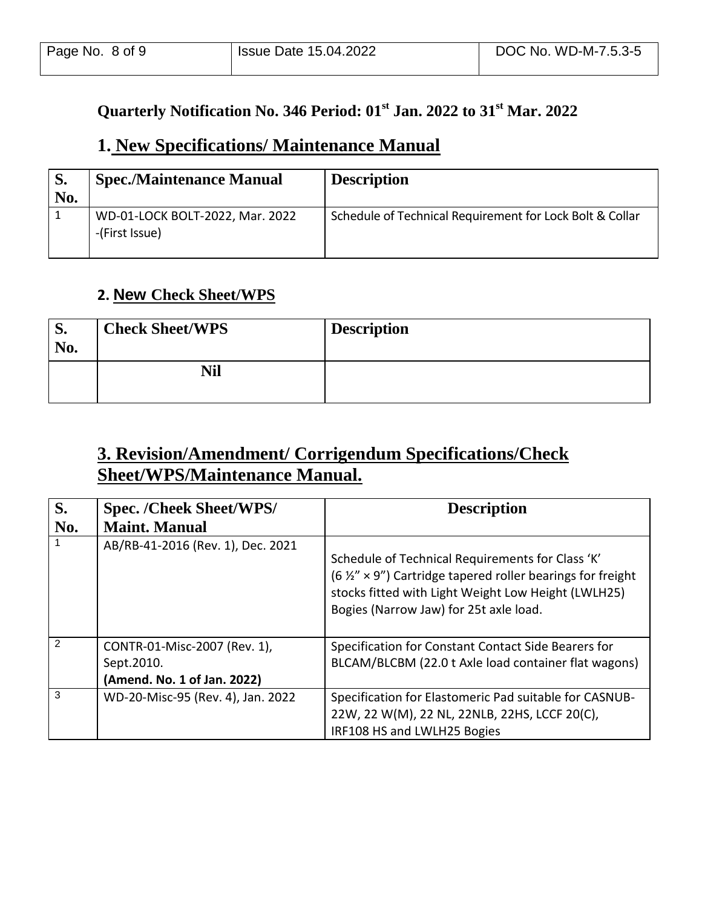## Quarterly Notification No. 346 Period: 01st Jan. 2022 to 31st Mar. 2022

## 1. New Specifications/ Maintenance Manual

| S. No. | Spec./Maintenance Manual | Description |
|---|---|---|
| 1 | WD-01-LOCK BOLT-2022, Mar. 2022 -(First Issue) | Schedule of Technical Requirement for Lock Bolt & Collar |

### 2. New Check Sheet/WPS

| S. No. | Check Sheet/WPS | Description |
|---|---|---|
| | Nil | |

## 3. Revision/Amendment/ Corrigendum Specifications/Check Sheet/WPS/Maintenance Manual.

| S. No. | Spec. /Cheek Sheet/WPS/ Maint. Manual | Description |
|---|---|---|
| 1 | AB/RB-41-2016 (Rev. 1), Dec. 2021 | Schedule of Technical Requirements for Class 'K' (6 ½" × 9") Cartridge tapered roller bearings for freight stocks fitted with Light Weight Low Height (LWLH25) Bogies (Narrow Jaw) for 25t axle load. |
| 2 | CONTR-01-Misc-2007 (Rev. 1), Sept.2010. **(Amend. No. 1 of Jan. 2022)** | Specification for Constant Contact Side Bearers for BLCAM/BLCBM (22.0 t Axle load container flat wagons) |
| 3 | WD-20-Misc-95 (Rev. 4), Jan. 2022 | Specification for Elastomeric Pad suitable for CASNUB-22W, 22 W(M), 22 NL, 22NLB, 22HS, LCCF 20(C), IRF108 HS and LWLH25 Bogies |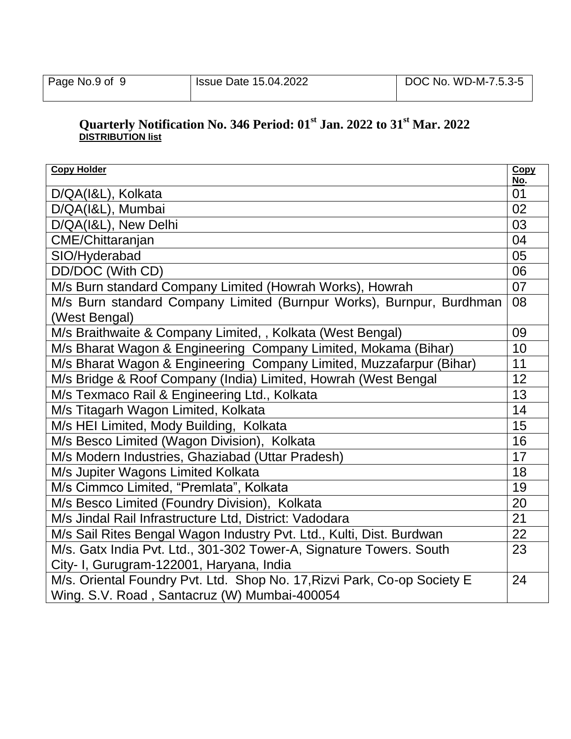**Quarterly Notification No. 346 Period: 01st Jan. 2022 to 31st Mar. 2022**

**DISTRIBUTION list**

| Copy Holder | Copy No. |
|---|---|
| D/QA(I&L), Kolkata | 01 |
| D/QA(I&L), Mumbai | 02 |
| D/QA(I&L), New Delhi | 03 |
| CME/Chittaranjan | 04 |
| SIO/Hyderabad | 05 |
| DD/DOC (With CD) | 06 |
| M/s Burn standard Company Limited (Howrah Works), Howrah | 07 |
| M/s Burn standard Company Limited (Burnpur Works), Burnpur, Burdhman (West Bengal) | 08 |
| M/s Braithwaite & Company Limited, , Kolkata (West Bengal) | 09 |
| M/s Bharat Wagon & Engineering Company Limited, Mokama (Bihar) | 10 |
| M/s Bharat Wagon & Engineering Company Limited, Muzzafarpur (Bihar) | 11 |
| M/s Bridge & Roof Company (India) Limited, Howrah (West Bengal | 12 |
| M/s Texmaco Rail & Engineering Ltd., Kolkata | 13 |
| M/s Titagarh Wagon Limited, Kolkata | 14 |
| M/s HEI Limited, Mody Building, Kolkata | 15 |
| M/s Besco Limited (Wagon Division), Kolkata | 16 |
| M/s Modern Industries, Ghaziabad (Uttar Pradesh) | 17 |
| M/s Jupiter Wagons Limited Kolkata | 18 |
| M/s Cimmco Limited, "Premlata", Kolkata | 19 |
| M/s Besco Limited (Foundry Division), Kolkata | 20 |
| M/s Jindal Rail Infrastructure Ltd, District: Vadodara | 21 |
| M/s Sail Rites Bengal Wagon Industry Pvt. Ltd., Kulti, Dist. Burdwan | 22 |
| M/s. Gatx India Pvt. Ltd., 301-302 Tower-A, Signature Towers. South City- I, Gurugram-122001, Haryana, India | 23 |
| M/s. Oriental Foundry Pvt. Ltd. Shop No. 17,Rizvi Park, Co-op Society E Wing. S.V. Road , Santacruz (W) Mumbai-400054 | 24 |